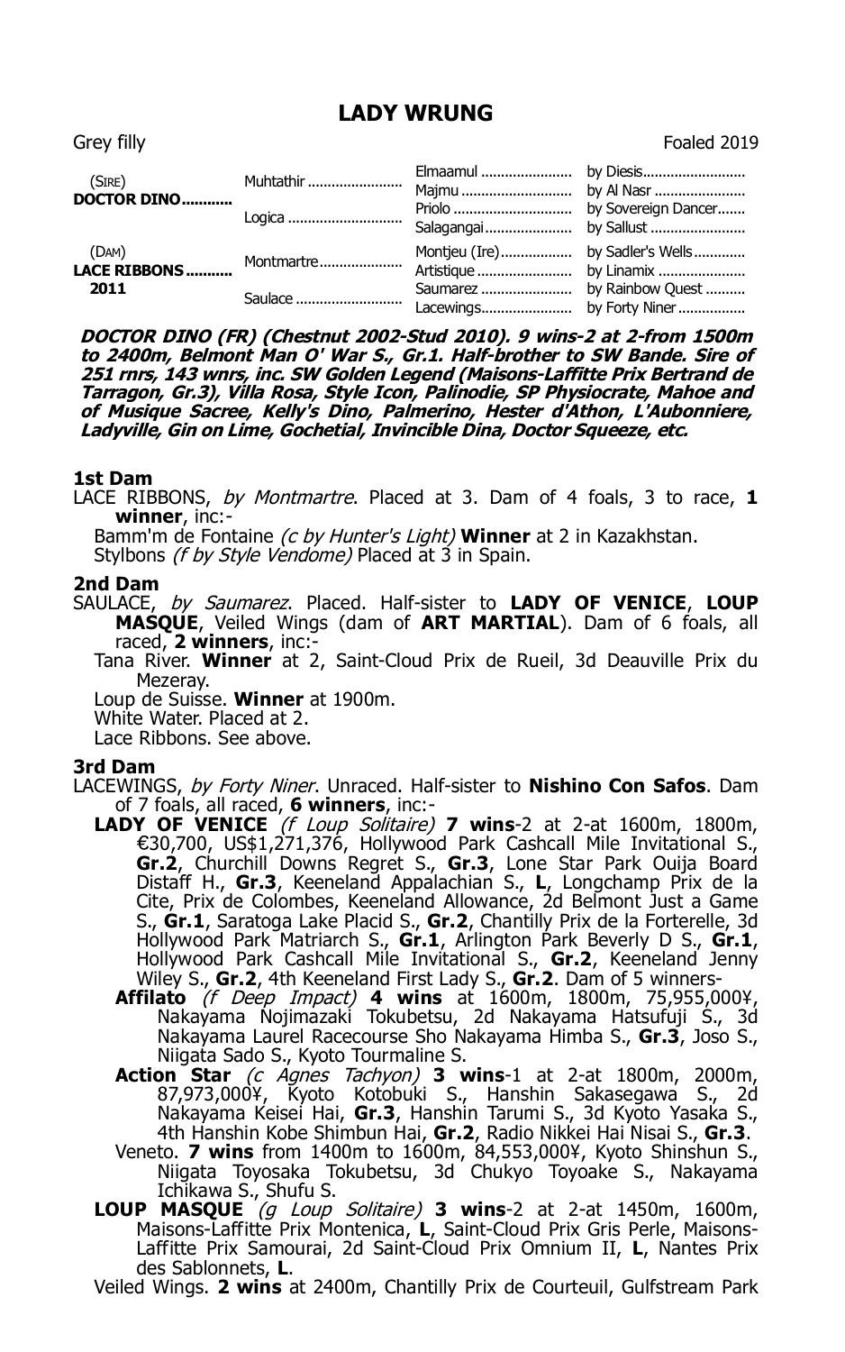# LADY WRUNG

Grey filly Foaled 2019

| | | | |
|---|---|---|---|
| (SIRE) **DOCTOR DINO** | Muhtathir | Elmaamul | by Diesis |
| | | Majmu | by Al Nasr |
| | Logica | Priolo | by Sovereign Dancer |
| | | Salagangai | by Sallust |
| (DAM) **LACE RIBBONS** 2011 | Montmartre | Montjeu (Ire) | by Sadler's Wells |
| | | Artistique | by Linamix |
| | Saulace | Saumarez | by Rainbow Quest |
| | | Lacewings | by Forty Niner |

***DOCTOR DINO (FR) (Chestnut 2002-Stud 2010). 9 wins-2 at 2-from 1500m to 2400m, Belmont Man O' War S., Gr.1. Half-brother to SW Bande. Sire of 251 rnrs, 143 wnrs, inc. SW Golden Legend (Maisons-Laffitte Prix Bertrand de Tarragon, Gr.3), Villa Rosa, Style Icon, Palinodie, SP Physiocrate, Mahoe and of Musique Sacree, Kelly's Dino, Palmerino, Hester d'Athon, L'Aubonniere, Ladyville, Gin on Lime, Gochetial, Invincible Dina, Doctor Squeeze, etc.***

### 1st Dam

LACE RIBBONS, *by Montmartre*. Placed at 3. Dam of 4 foals, 3 to race, **1 winner**, inc:-

Bamm'm de Fontaine *(c by Hunter's Light)* **Winner** at 2 in Kazakhstan.
Stylbons *(f by Style Vendome)* Placed at 3 in Spain.

### 2nd Dam

SAULACE, *by Saumarez*. Placed. Half-sister to **LADY OF VENICE**, **LOUP MASQUE**, Veiled Wings (dam of **ART MARTIAL**). Dam of 6 foals, all raced, **2 winners**, inc:-

Tana River. **Winner** at 2, Saint-Cloud Prix de Rueil, 3d Deauville Prix du Mezeray.
Loup de Suisse. **Winner** at 1900m.
White Water. Placed at 2.
Lace Ribbons. See above.

### 3rd Dam

LACEWINGS, *by Forty Niner*. Unraced. Half-sister to **Nishino Con Safos**. Dam of 7 foals, all raced, **6 winners**, inc:-

**LADY OF VENICE** *(f Loup Solitaire)* **7 wins**-2 at 2-at 1600m, 1800m, €30,700, US$1,271,376, Hollywood Park Cashcall Mile Invitational S., **Gr.2**, Churchill Downs Regret S., **Gr.3**, Lone Star Park Ouija Board Distaff H., **Gr.3**, Keeneland Appalachian S., **L**, Longchamp Prix de la Cite, Prix de Colombes, Keeneland Allowance, 2d Belmont Just a Game S., **Gr.1**, Saratoga Lake Placid S., **Gr.2**, Chantilly Prix de la Forterelle, 3d Hollywood Park Matriarch S., **Gr.1**, Arlington Park Beverly D S., **Gr.1**, Hollywood Park Cashcall Mile Invitational S., **Gr.2**, Keeneland Jenny Wiley S., **Gr.2**, 4th Keeneland First Lady S., **Gr.2**. Dam of 5 winners-

**Affilato** *(f Deep Impact)* **4 wins** at 1600m, 1800m, 75,955,000¥, Nakayama Nojimazaki Tokubetsu, 2d Nakayama Hatsufuji S., 3d Nakayama Laurel Racecourse Sho Nakayama Himba S., **Gr.3**, Joso S., Niigata Sado S., Kyoto Tourmaline S.

**Action Star** *(c Agnes Tachyon)* **3 wins**-1 at 2-at 1800m, 2000m, 87,973,000¥, Kyoto Kotobuki S., Hanshin Sakasegawa S., 2d Nakayama Keisei Hai, **Gr.3**, Hanshin Tarumi S., 3d Kyoto Yasaka S., 4th Hanshin Kobe Shimbun Hai, **Gr.2**, Radio Nikkei Hai Nisai S., **Gr.3**.

Veneto. **7 wins** from 1400m to 1600m, 84,553,000¥, Kyoto Shinshun S., Niigata Toyosaka Tokubetsu, 3d Chukyo Toyoake S., Nakayama Ichikawa S., Shufu S.

**LOUP MASQUE** *(g Loup Solitaire)* **3 wins**-2 at 2-at 1450m, 1600m, Maisons-Laffitte Prix Montenica, **L**, Saint-Cloud Prix Gris Perle, Maisons-Laffitte Prix Samourai, 2d Saint-Cloud Prix Omnium II, **L**, Nantes Prix des Sablonnets, **L**.

Veiled Wings. **2 wins** at 2400m, Chantilly Prix de Courteuil, Gulfstream Park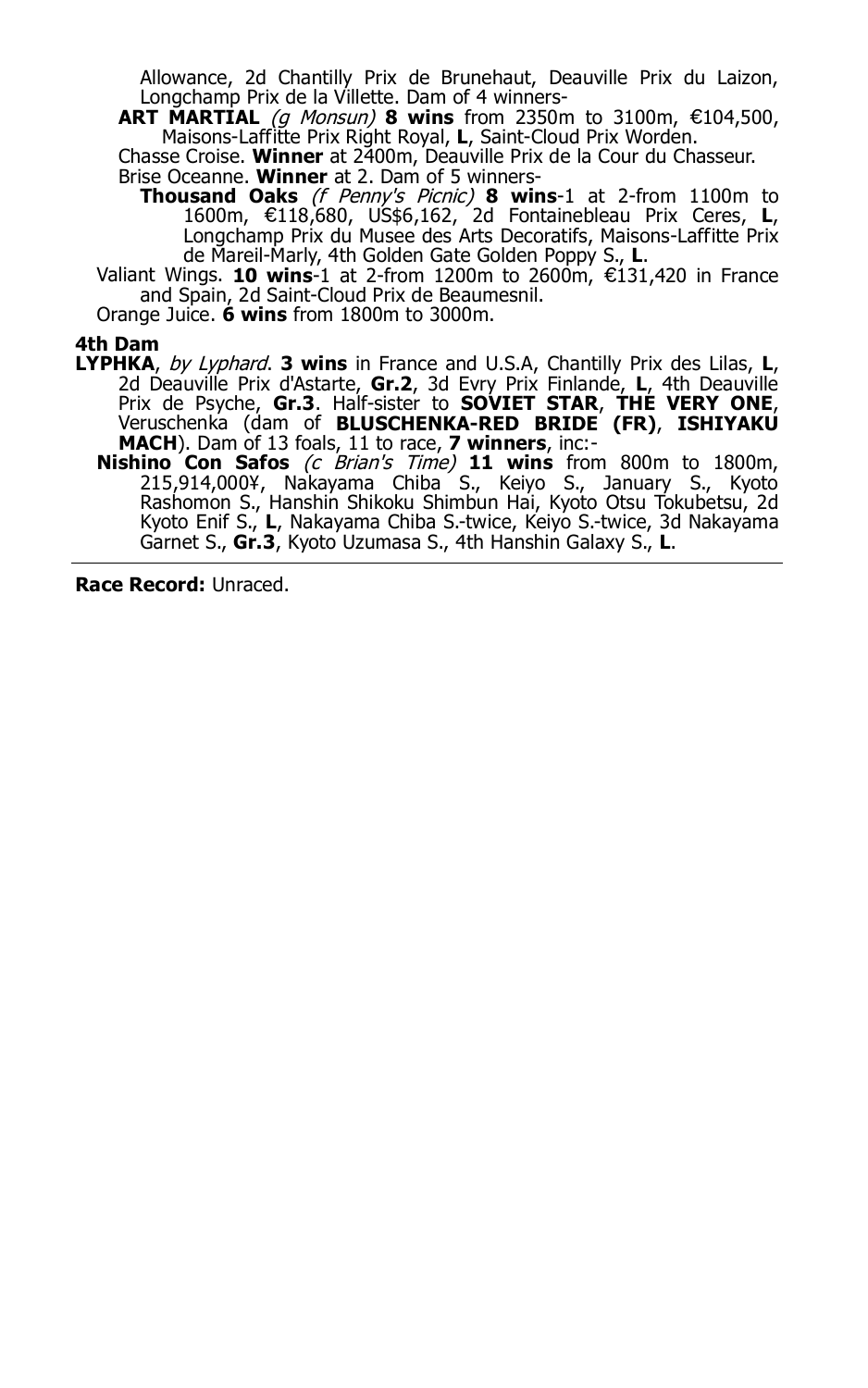Allowance, 2d Chantilly Prix de Brunehaut, Deauville Prix du Laizon, Longchamp Prix de la Villette. Dam of 4 winners-

**ART MARTIAL** *(g Monsun)* **8 wins** from 2350m to 3100m, €104,500, Maisons-Laffitte Prix Right Royal, **L**, Saint-Cloud Prix Worden.

Chasse Croise. **Winner** at 2400m, Deauville Prix de la Cour du Chasseur.

Brise Oceanne. **Winner** at 2. Dam of 5 winners-

**Thousand Oaks** *(f Penny's Picnic)* **8 wins**-1 at 2-from 1100m to 1600m, €118,680, US$6,162, 2d Fontainebleau Prix Ceres, **L**, Longchamp Prix du Musee des Arts Decoratifs, Maisons-Laffitte Prix de Mareil-Marly, 4th Golden Gate Golden Poppy S., **L**.

Valiant Wings. **10 wins**-1 at 2-from 1200m to 2600m, €131,420 in France and Spain, 2d Saint-Cloud Prix de Beaumesnil.

Orange Juice. **6 wins** from 1800m to 3000m.

**4th Dam**

**LYPHKA**, *by Lyphard*. **3 wins** in France and U.S.A, Chantilly Prix des Lilas, **L**, 2d Deauville Prix d'Astarte, **Gr.2**, 3d Evry Prix Finlande, **L**, 4th Deauville Prix de Psyche, **Gr.3**. Half-sister to **SOVIET STAR**, **THE VERY ONE**, Veruschenka (dam of **BLUSCHENKA-RED BRIDE (FR)**, **ISHIYAKU MACH**). Dam of 13 foals, 11 to race, **7 winners**, inc:-

**Nishino Con Safos** *(c Brian's Time)* **11 wins** from 800m to 1800m, 215,914,000¥, Nakayama Chiba S., Keiyo S., January S., Kyoto Rashomon S., Hanshin Shikoku Shimbun Hai, Kyoto Otsu Tokubetsu, 2d Kyoto Enif S., **L**, Nakayama Chiba S.-twice, Keiyo S.-twice, 3d Nakayama Garnet S., **Gr.3**, Kyoto Uzumasa S., 4th Hanshin Galaxy S., **L**.

---

**Race Record:** Unraced.